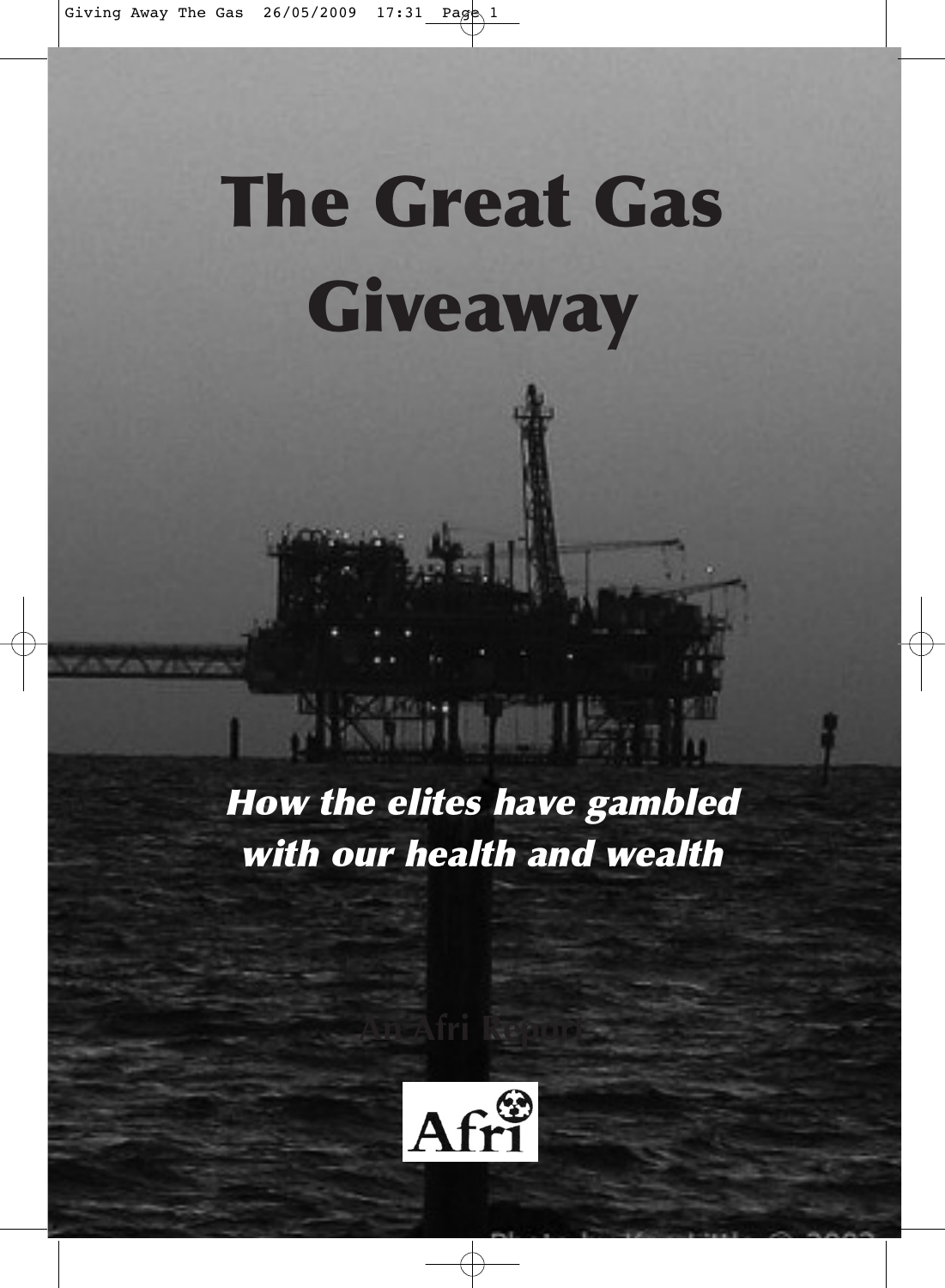# The Great Gas Giveaway

***How the elites have gambled with our health and wealth***

An Afri Report

Afri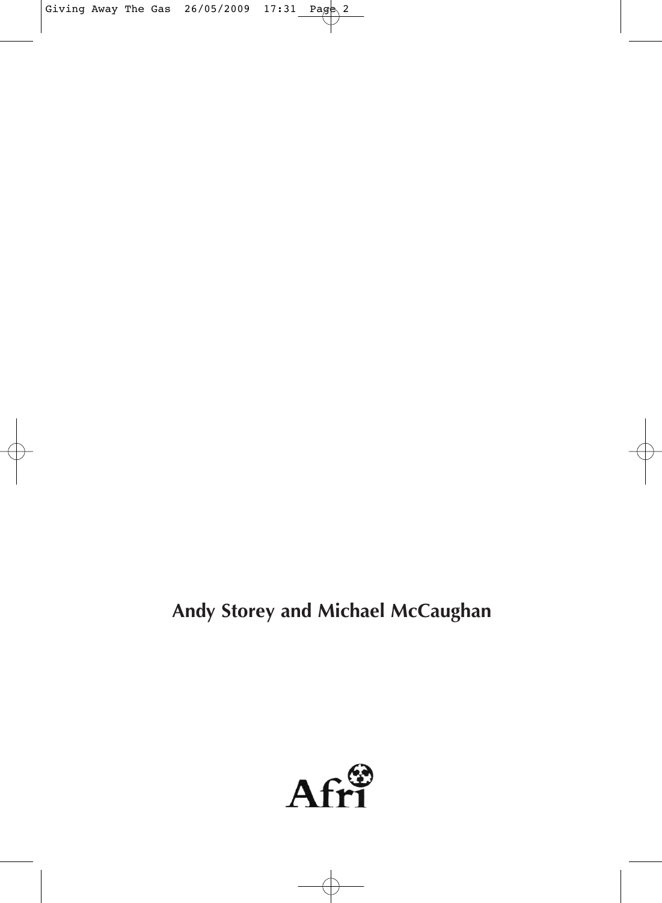**Andy Storey and Michael McCaughan**

Afri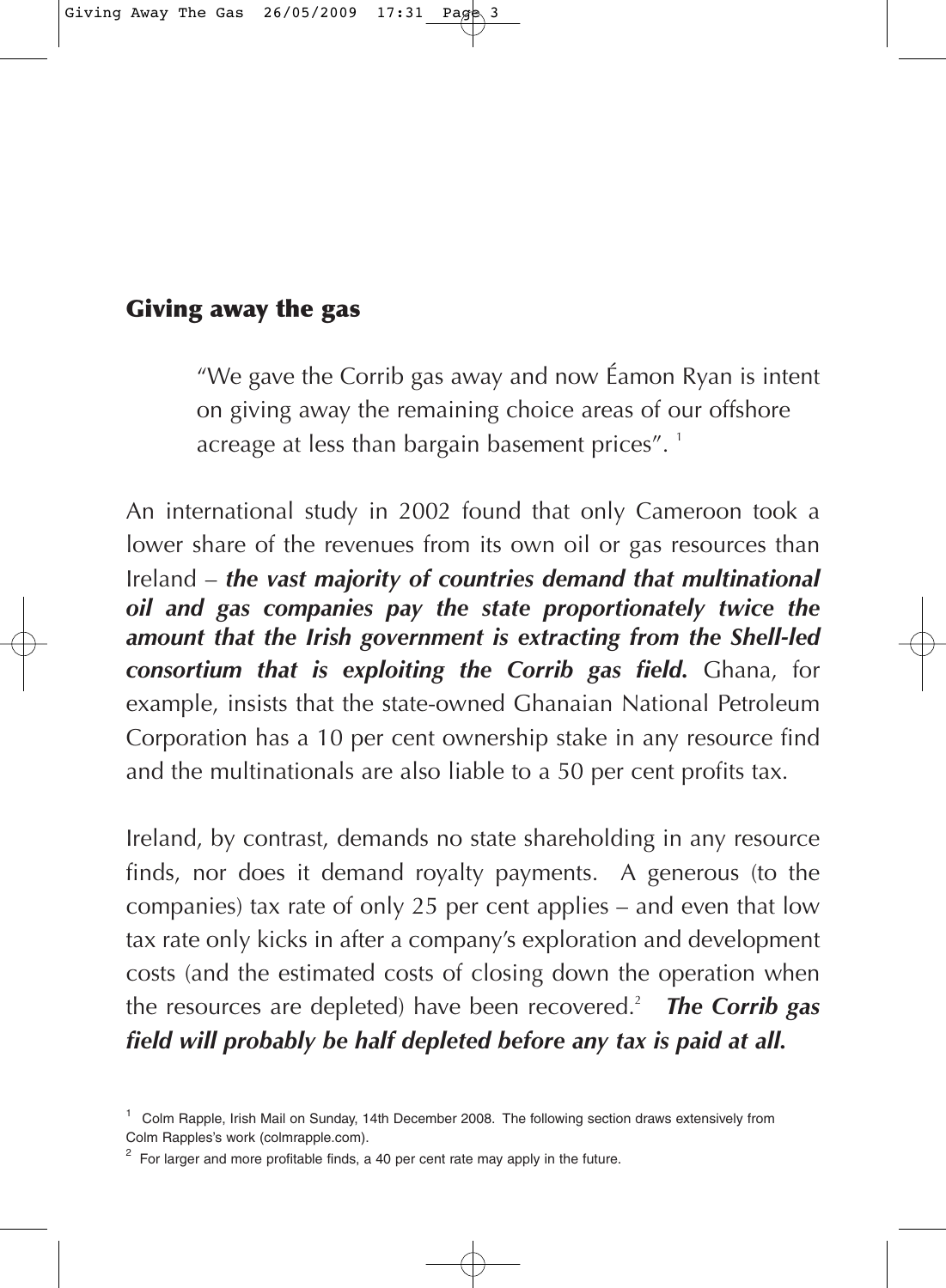## Giving away the gas

> "We gave the Corrib gas away and now Éamon Ryan is intent on giving away the remaining choice areas of our offshore acreage at less than bargain basement prices". [1]

An international study in 2002 found that only Cameroon took a lower share of the revenues from its own oil or gas resources than Ireland – ***the vast majority of countries demand that multinational oil and gas companies pay the state proportionately twice the amount that the Irish government is extracting from the Shell-led consortium that is exploiting the Corrib gas field.*** Ghana, for example, insists that the state-owned Ghanaian National Petroleum Corporation has a 10 per cent ownership stake in any resource find and the multinationals are also liable to a 50 per cent profits tax.

Ireland, by contrast, demands no state shareholding in any resource finds, nor does it demand royalty payments. A generous (to the companies) tax rate of only 25 per cent applies – and even that low tax rate only kicks in after a company's exploration and development costs (and the estimated costs of closing down the operation when the resources are depleted) have been recovered.[2] ***The Corrib gas field will probably be half depleted before any tax is paid at all.***

---

[1] Colm Rapple, Irish Mail on Sunday, 14th December 2008. The following section draws extensively from Colm Rapples's work (colmrapple.com).

[2] For larger and more profitable finds, a 40 per cent rate may apply in the future.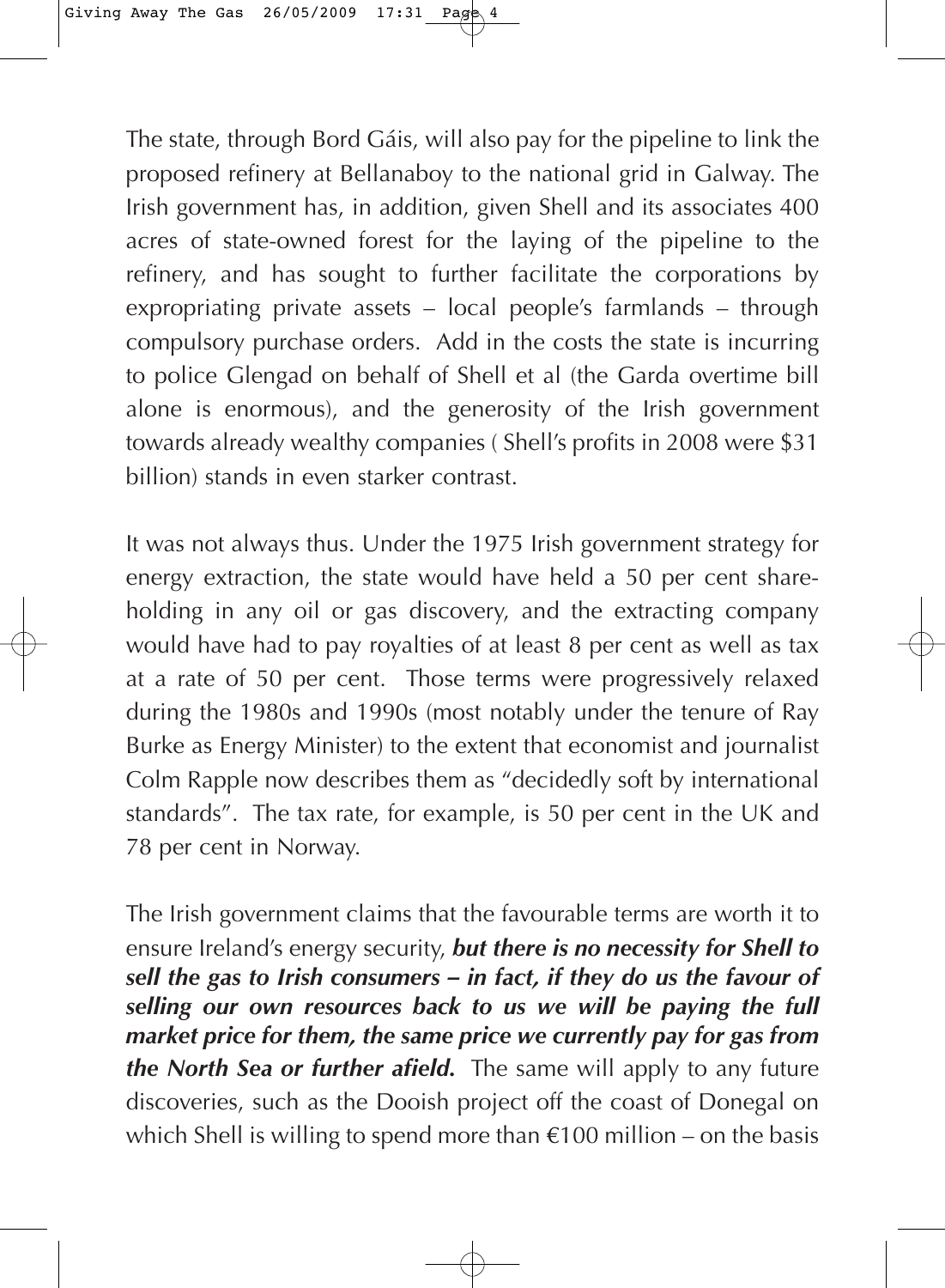The state, through Bord Gáis, will also pay for the pipeline to link the proposed refinery at Bellanaboy to the national grid in Galway. The Irish government has, in addition, given Shell and its associates 400 acres of state-owned forest for the laying of the pipeline to the refinery, and has sought to further facilitate the corporations by expropriating private assets – local people's farmlands – through compulsory purchase orders. Add in the costs the state is incurring to police Glengad on behalf of Shell et al (the Garda overtime bill alone is enormous), and the generosity of the Irish government towards already wealthy companies ( Shell's profits in 2008 were $31 billion) stands in even starker contrast.

It was not always thus. Under the 1975 Irish government strategy for energy extraction, the state would have held a 50 per cent shareholding in any oil or gas discovery, and the extracting company would have had to pay royalties of at least 8 per cent as well as tax at a rate of 50 per cent. Those terms were progressively relaxed during the 1980s and 1990s (most notably under the tenure of Ray Burke as Energy Minister) to the extent that economist and journalist Colm Rapple now describes them as "decidedly soft by international standards". The tax rate, for example, is 50 per cent in the UK and 78 per cent in Norway.

The Irish government claims that the favourable terms are worth it to ensure Ireland's energy security, ***but there is no necessity for Shell to sell the gas to Irish consumers – in fact, if they do us the favour of selling our own resources back to us we will be paying the full market price for them, the same price we currently pay for gas from the North Sea or further afield.*** The same will apply to any future discoveries, such as the Dooish project off the coast of Donegal on which Shell is willing to spend more than €100 million – on the basis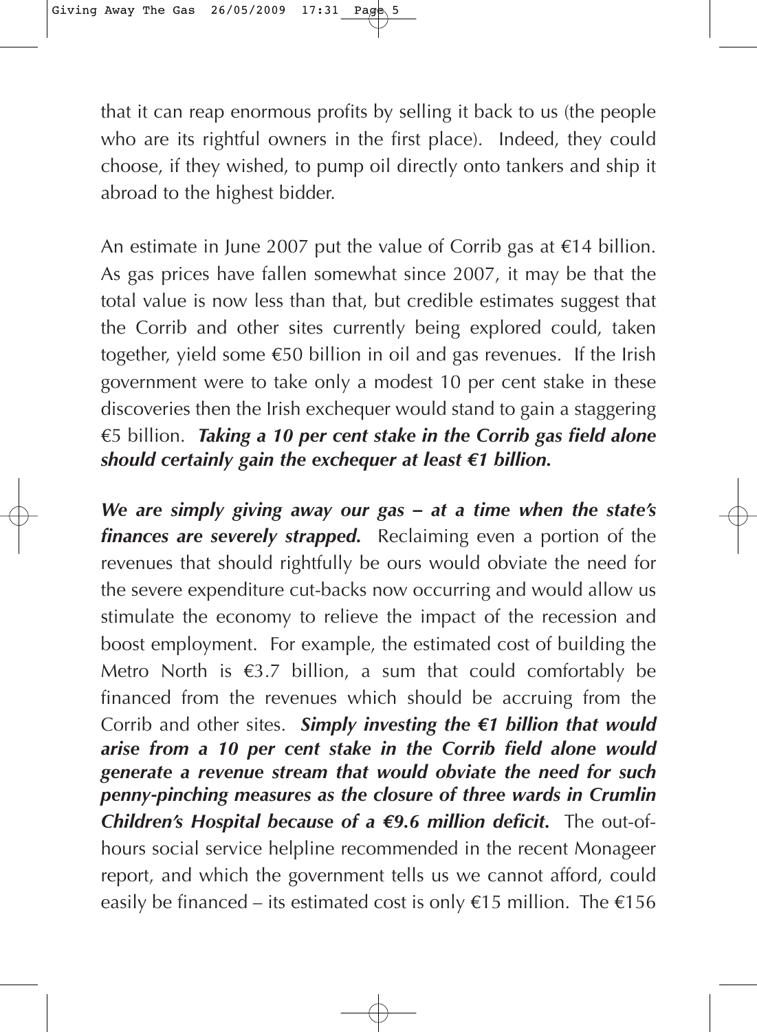that it can reap enormous profits by selling it back to us (the people who are its rightful owners in the first place). Indeed, they could choose, if they wished, to pump oil directly onto tankers and ship it abroad to the highest bidder.

An estimate in June 2007 put the value of Corrib gas at €14 billion. As gas prices have fallen somewhat since 2007, it may be that the total value is now less than that, but credible estimates suggest that the Corrib and other sites currently being explored could, taken together, yield some €50 billion in oil and gas revenues. If the Irish government were to take only a modest 10 per cent stake in these discoveries then the Irish exchequer would stand to gain a staggering €5 billion. ***Taking a 10 per cent stake in the Corrib gas field alone should certainly gain the exchequer at least €1 billion.***

***We are simply giving away our gas – at a time when the state's finances are severely strapped.*** Reclaiming even a portion of the revenues that should rightfully be ours would obviate the need for the severe expenditure cut-backs now occurring and would allow us stimulate the economy to relieve the impact of the recession and boost employment. For example, the estimated cost of building the Metro North is €3.7 billion, a sum that could comfortably be financed from the revenues which should be accruing from the Corrib and other sites. ***Simply investing the €1 billion that would arise from a 10 per cent stake in the Corrib field alone would generate a revenue stream that would obviate the need for such penny-pinching measures as the closure of three wards in Crumlin Children's Hospital because of a €9.6 million deficit.*** The out-of-hours social service helpline recommended in the recent Monageer report, and which the government tells us we cannot afford, could easily be financed – its estimated cost is only €15 million. The €156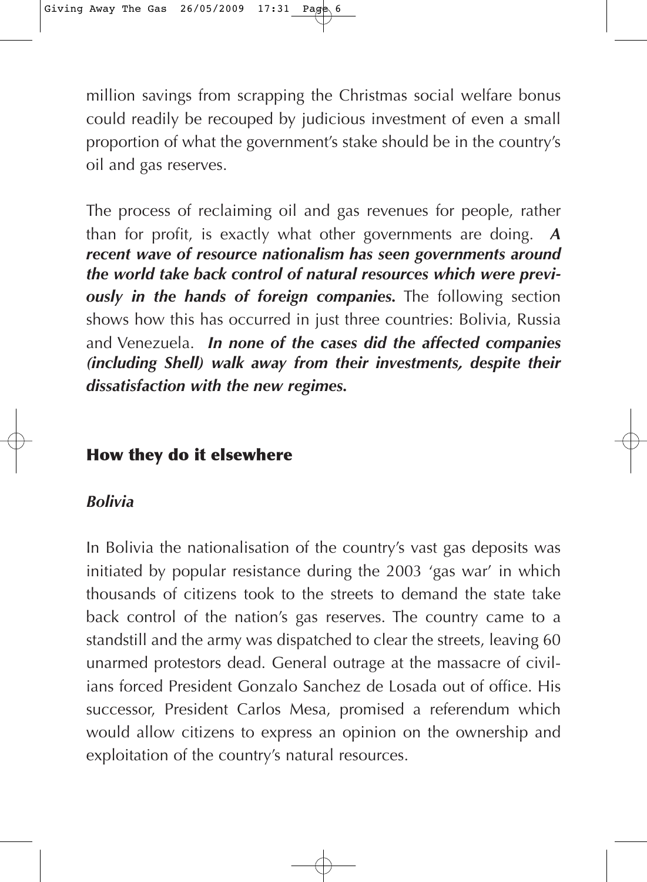million savings from scrapping the Christmas social welfare bonus could readily be recouped by judicious investment of even a small proportion of what the government's stake should be in the country's oil and gas reserves.

The process of reclaiming oil and gas revenues for people, rather than for profit, is exactly what other governments are doing. ***A recent wave of resource nationalism has seen governments around the world take back control of natural resources which were previously in the hands of foreign companies.*** The following section shows how this has occurred in just three countries: Bolivia, Russia and Venezuela. ***In none of the cases did the affected companies (including Shell) walk away from their investments, despite their dissatisfaction with the new regimes.***

## How they do it elsewhere

### *Bolivia*

In Bolivia the nationalisation of the country's vast gas deposits was initiated by popular resistance during the 2003 'gas war' in which thousands of citizens took to the streets to demand the state take back control of the nation's gas reserves. The country came to a standstill and the army was dispatched to clear the streets, leaving 60 unarmed protestors dead. General outrage at the massacre of civilians forced President Gonzalo Sanchez de Losada out of office. His successor, President Carlos Mesa, promised a referendum which would allow citizens to express an opinion on the ownership and exploitation of the country's natural resources.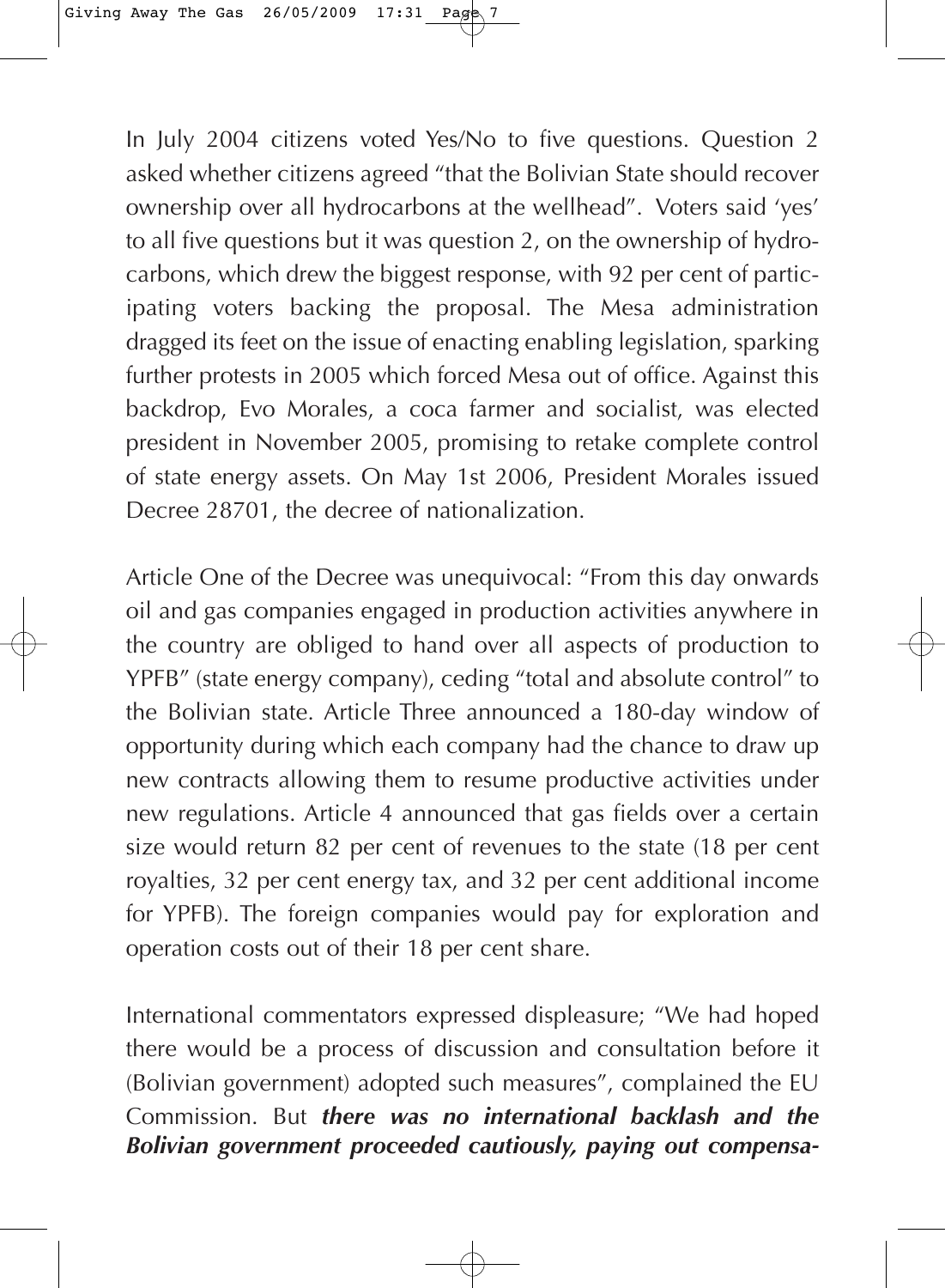In July 2004 citizens voted Yes/No to five questions. Question 2 asked whether citizens agreed "that the Bolivian State should recover ownership over all hydrocarbons at the wellhead". Voters said 'yes' to all five questions but it was question 2, on the ownership of hydrocarbons, which drew the biggest response, with 92 per cent of participating voters backing the proposal. The Mesa administration dragged its feet on the issue of enacting enabling legislation, sparking further protests in 2005 which forced Mesa out of office. Against this backdrop, Evo Morales, a coca farmer and socialist, was elected president in November 2005, promising to retake complete control of state energy assets. On May 1st 2006, President Morales issued Decree 28701, the decree of nationalization.

Article One of the Decree was unequivocal: "From this day onwards oil and gas companies engaged in production activities anywhere in the country are obliged to hand over all aspects of production to YPFB" (state energy company), ceding "total and absolute control" to the Bolivian state. Article Three announced a 180-day window of opportunity during which each company had the chance to draw up new contracts allowing them to resume productive activities under new regulations. Article 4 announced that gas fields over a certain size would return 82 per cent of revenues to the state (18 per cent royalties, 32 per cent energy tax, and 32 per cent additional income for YPFB). The foreign companies would pay for exploration and operation costs out of their 18 per cent share.

International commentators expressed displeasure; "We had hoped there would be a process of discussion and consultation before it (Bolivian government) adopted such measures", complained the EU Commission. But ***there was no international backlash and the Bolivian government proceeded cautiously, paying out compensa-***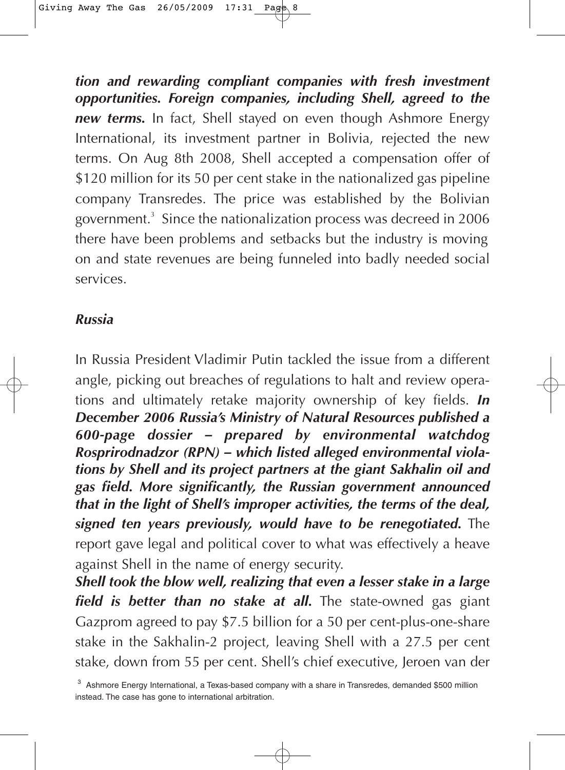***tion and rewarding compliant companies with fresh investment opportunities. Foreign companies, including Shell, agreed to the new terms.*** In fact, Shell stayed on even though Ashmore Energy International, its investment partner in Bolivia, rejected the new terms. On Aug 8th 2008, Shell accepted a compensation offer of $120 million for its 50 per cent stake in the nationalized gas pipeline company Transredes. The price was established by the Bolivian government.[3] Since the nationalization process was decreed in 2006 there have been problems and setbacks but the industry is moving on and state revenues are being funneled into badly needed social services.

### *Russia*

In Russia President Vladimir Putin tackled the issue from a different angle, picking out breaches of regulations to halt and review operations and ultimately retake majority ownership of key fields. ***In December 2006 Russia's Ministry of Natural Resources published a 600-page dossier – prepared by environmental watchdog Rosprirodnadzor (RPN) – which listed alleged environmental violations by Shell and its project partners at the giant Sakhalin oil and gas field. More significantly, the Russian government announced that in the light of Shell's improper activities, the terms of the deal, signed ten years previously, would have to be renegotiated.*** The report gave legal and political cover to what was effectively a heave against Shell in the name of energy security.

***Shell took the blow well, realizing that even a lesser stake in a large field is better than no stake at all.*** The state-owned gas giant Gazprom agreed to pay $7.5 billion for a 50 per cent-plus-one-share stake in the Sakhalin-2 project, leaving Shell with a 27.5 per cent stake, down from 55 per cent. Shell's chief executive, Jeroen van der

[3] Ashmore Energy International, a Texas-based company with a share in Transredes, demanded $500 million instead. The case has gone to international arbitration.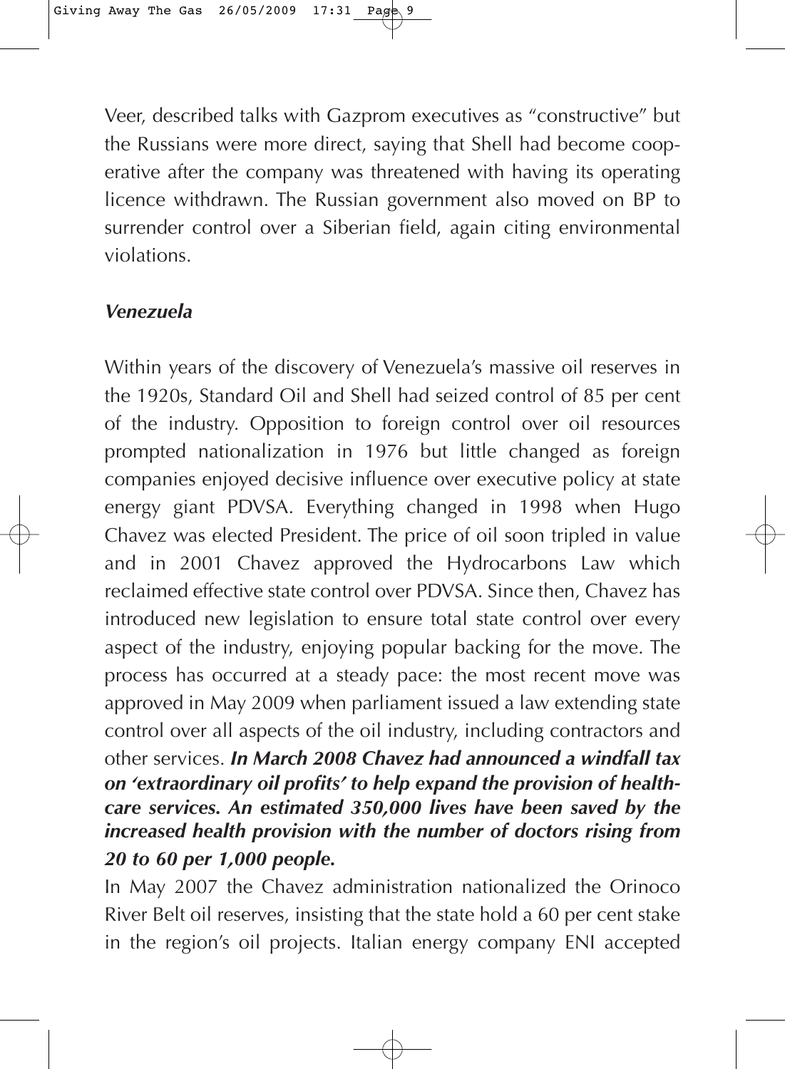Veer, described talks with Gazprom executives as "constructive" but the Russians were more direct, saying that Shell had become cooperative after the company was threatened with having its operating licence withdrawn. The Russian government also moved on BP to surrender control over a Siberian field, again citing environmental violations.

### *Venezuela*

Within years of the discovery of Venezuela's massive oil reserves in the 1920s, Standard Oil and Shell had seized control of 85 per cent of the industry. Opposition to foreign control over oil resources prompted nationalization in 1976 but little changed as foreign companies enjoyed decisive influence over executive policy at state energy giant PDVSA. Everything changed in 1998 when Hugo Chavez was elected President. The price of oil soon tripled in value and in 2001 Chavez approved the Hydrocarbons Law which reclaimed effective state control over PDVSA. Since then, Chavez has introduced new legislation to ensure total state control over every aspect of the industry, enjoying popular backing for the move. The process has occurred at a steady pace: the most recent move was approved in May 2009 when parliament issued a law extending state control over all aspects of the oil industry, including contractors and other services. ***In March 2008 Chavez had announced a windfall tax on 'extraordinary oil profits' to help expand the provision of healthcare services. An estimated 350,000 lives have been saved by the increased health provision with the number of doctors rising from 20 to 60 per 1,000 people.***

In May 2007 the Chavez administration nationalized the Orinoco River Belt oil reserves, insisting that the state hold a 60 per cent stake in the region's oil projects. Italian energy company ENI accepted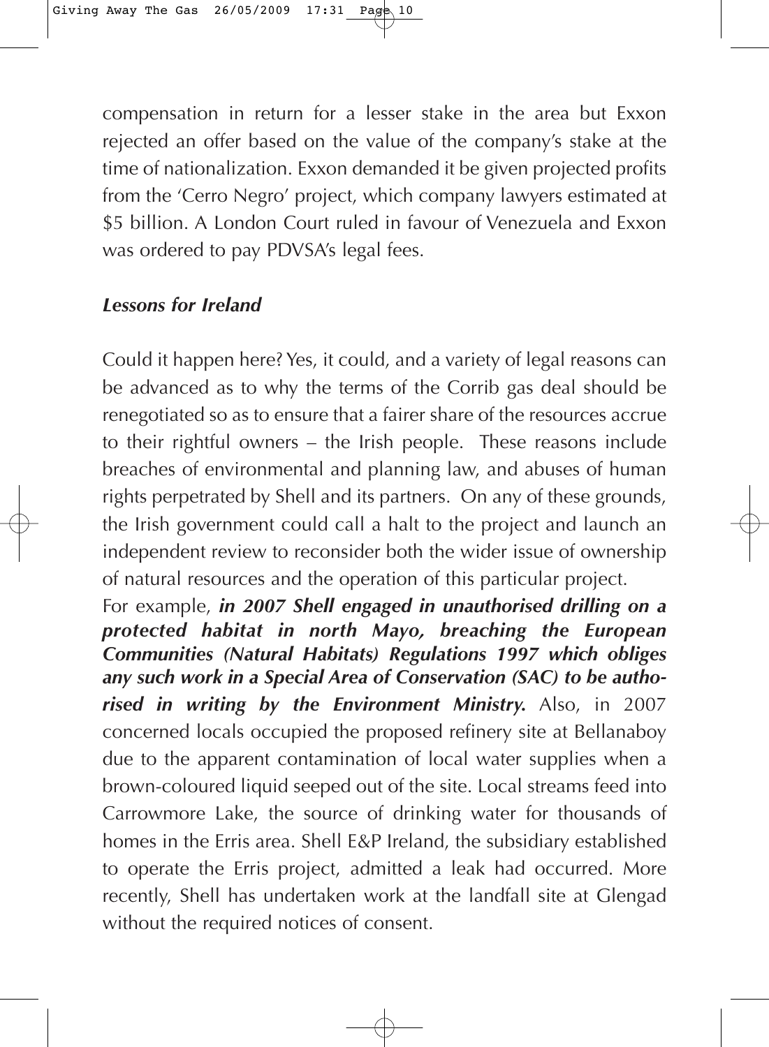compensation in return for a lesser stake in the area but Exxon rejected an offer based on the value of the company's stake at the time of nationalization. Exxon demanded it be given projected profits from the 'Cerro Negro' project, which company lawyers estimated at $5 billion. A London Court ruled in favour of Venezuela and Exxon was ordered to pay PDVSA's legal fees.

### *Lessons for Ireland*

Could it happen here? Yes, it could, and a variety of legal reasons can be advanced as to why the terms of the Corrib gas deal should be renegotiated so as to ensure that a fairer share of the resources accrue to their rightful owners – the Irish people. These reasons include breaches of environmental and planning law, and abuses of human rights perpetrated by Shell and its partners. On any of these grounds, the Irish government could call a halt to the project and launch an independent review to reconsider both the wider issue of ownership of natural resources and the operation of this particular project.

For example, ***in 2007 Shell engaged in unauthorised drilling on a protected habitat in north Mayo, breaching the European Communities (Natural Habitats) Regulations 1997 which obliges any such work in a Special Area of Conservation (SAC) to be authorised in writing by the Environment Ministry.*** Also, in 2007 concerned locals occupied the proposed refinery site at Bellanaboy due to the apparent contamination of local water supplies when a brown-coloured liquid seeped out of the site. Local streams feed into Carrowmore Lake, the source of drinking water for thousands of homes in the Erris area. Shell E&P Ireland, the subsidiary established to operate the Erris project, admitted a leak had occurred. More recently, Shell has undertaken work at the landfall site at Glengad without the required notices of consent.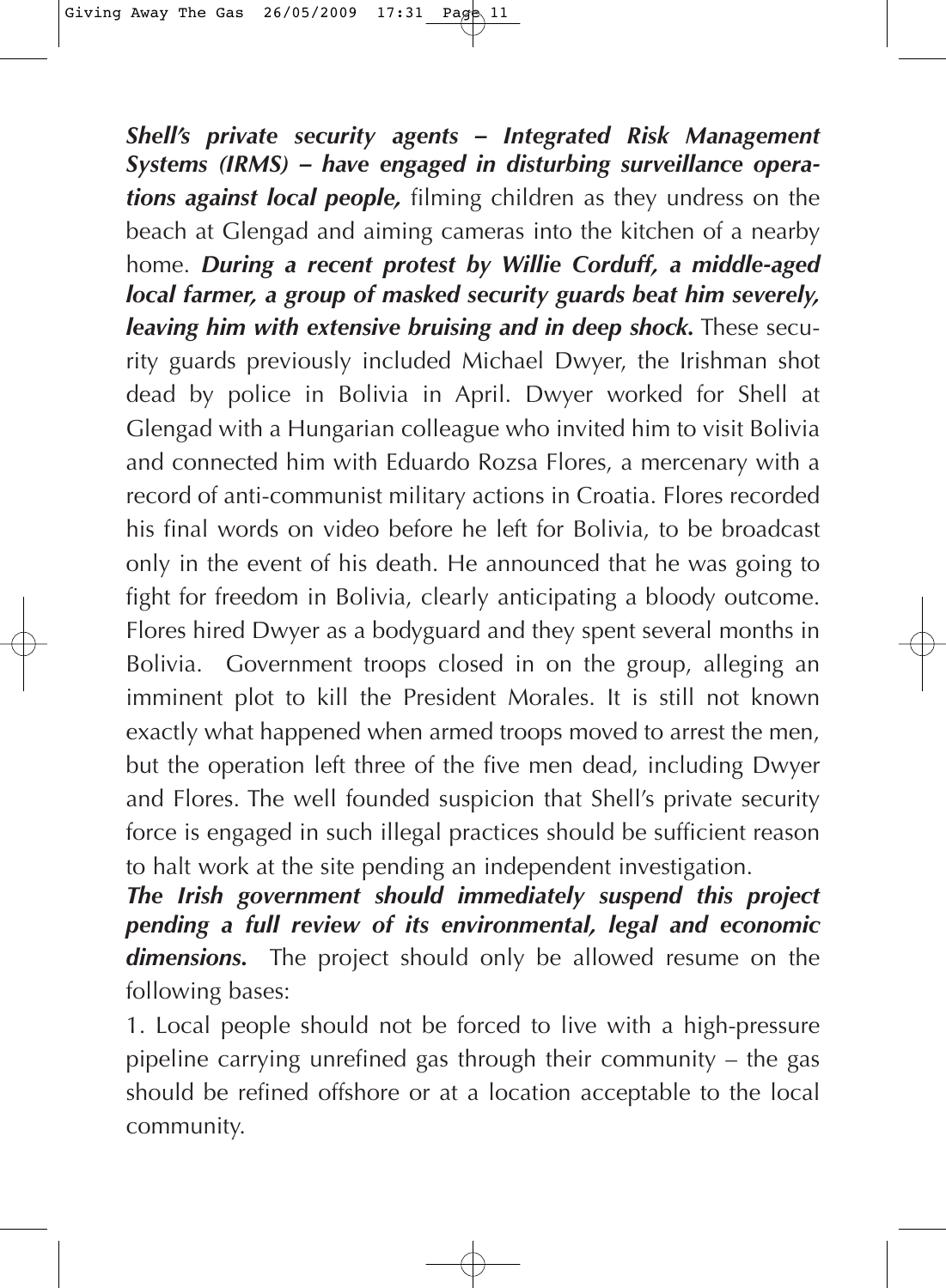***Shell's private security agents – Integrated Risk Management Systems (IRMS) – have engaged in disturbing surveillance operations against local people,*** filming children as they undress on the beach at Glengad and aiming cameras into the kitchen of a nearby home. ***During a recent protest by Willie Corduff, a middle-aged local farmer, a group of masked security guards beat him severely, leaving him with extensive bruising and in deep shock.*** These security guards previously included Michael Dwyer, the Irishman shot dead by police in Bolivia in April. Dwyer worked for Shell at Glengad with a Hungarian colleague who invited him to visit Bolivia and connected him with Eduardo Rozsa Flores, a mercenary with a record of anti-communist military actions in Croatia. Flores recorded his final words on video before he left for Bolivia, to be broadcast only in the event of his death. He announced that he was going to fight for freedom in Bolivia, clearly anticipating a bloody outcome. Flores hired Dwyer as a bodyguard and they spent several months in Bolivia. Government troops closed in on the group, alleging an imminent plot to kill the President Morales. It is still not known exactly what happened when armed troops moved to arrest the men, but the operation left three of the five men dead, including Dwyer and Flores. The well founded suspicion that Shell's private security force is engaged in such illegal practices should be sufficient reason to halt work at the site pending an independent investigation.

***The Irish government should immediately suspend this project pending a full review of its environmental, legal and economic dimensions.*** The project should only be allowed resume on the following bases:

1. Local people should not be forced to live with a high-pressure pipeline carrying unrefined gas through their community – the gas should be refined offshore or at a location acceptable to the local community.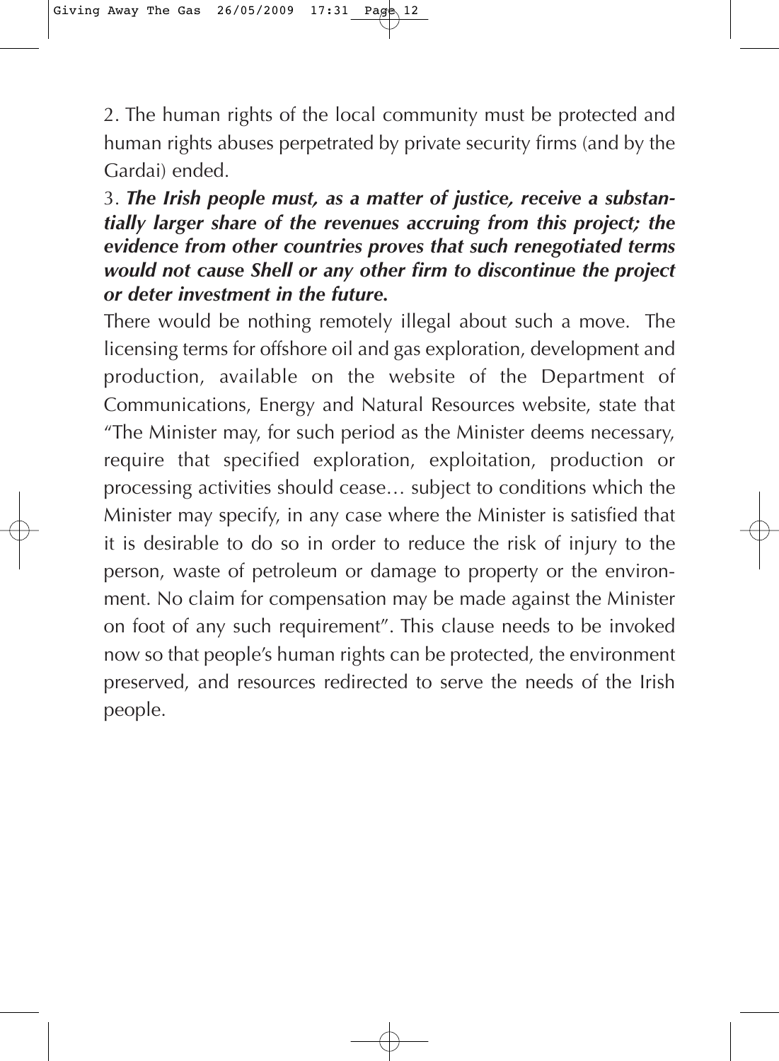2. The human rights of the local community must be protected and human rights abuses perpetrated by private security firms (and by the Gardai) ended.

3. ***The Irish people must, as a matter of justice, receive a substantially larger share of the revenues accruing from this project; the evidence from other countries proves that such renegotiated terms would not cause Shell or any other firm to discontinue the project or deter investment in the future.***

There would be nothing remotely illegal about such a move. The licensing terms for offshore oil and gas exploration, development and production, available on the website of the Department of Communications, Energy and Natural Resources website, state that "The Minister may, for such period as the Minister deems necessary, require that specified exploration, exploitation, production or processing activities should cease… subject to conditions which the Minister may specify, in any case where the Minister is satisfied that it is desirable to do so in order to reduce the risk of injury to the person, waste of petroleum or damage to property or the environment. No claim for compensation may be made against the Minister on foot of any such requirement". This clause needs to be invoked now so that people's human rights can be protected, the environment preserved, and resources redirected to serve the needs of the Irish people.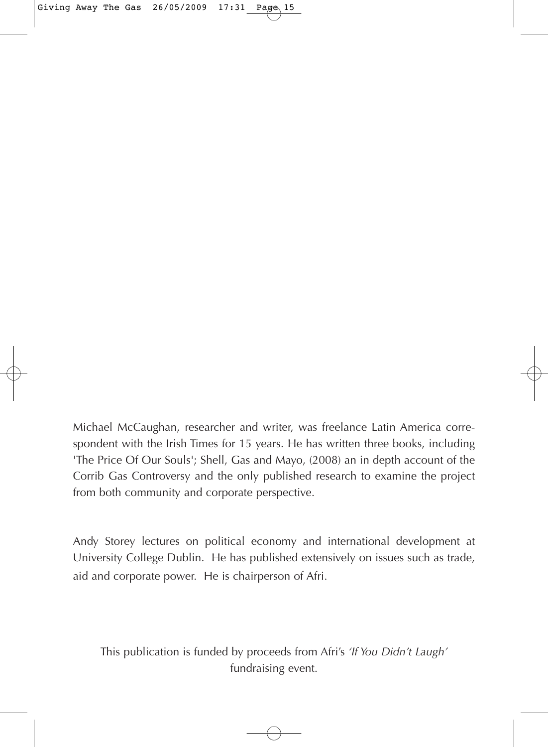Michael McCaughan, researcher and writer, was freelance Latin America correspondent with the Irish Times for 15 years. He has written three books, including 'The Price Of Our Souls'; Shell, Gas and Mayo, (2008) an in depth account of the Corrib Gas Controversy and the only published research to examine the project from both community and corporate perspective.

Andy Storey lectures on political economy and international development at University College Dublin. He has published extensively on issues such as trade, aid and corporate power. He is chairperson of Afri.

This publication is funded by proceeds from Afri's *'If You Didn't Laugh'* fundraising event.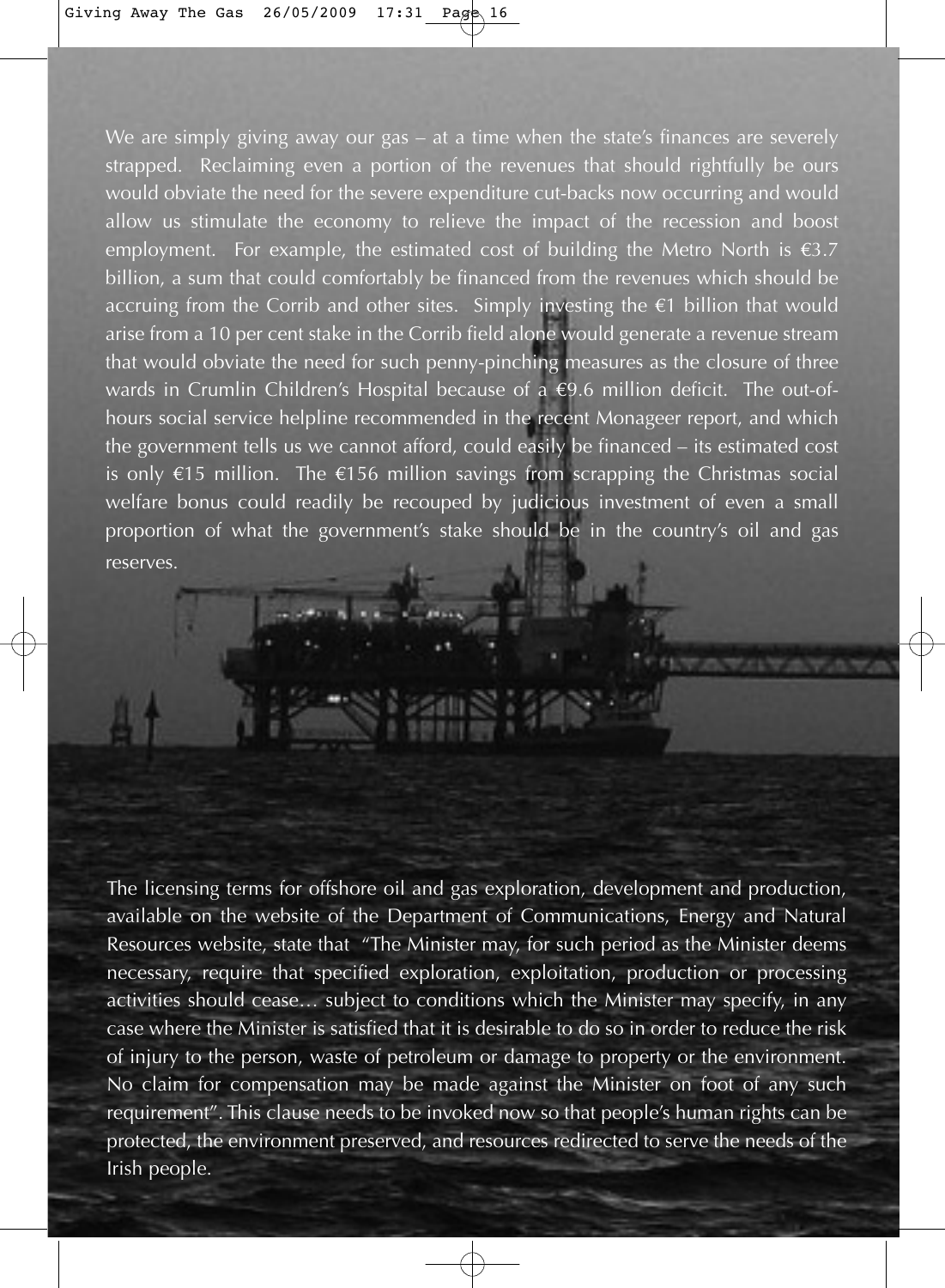We are simply giving away our gas – at a time when the state's finances are severely strapped. Reclaiming even a portion of the revenues that should rightfully be ours would obviate the need for the severe expenditure cut-backs now occurring and would allow us stimulate the economy to relieve the impact of the recession and boost employment. For example, the estimated cost of building the Metro North is €3.7 billion, a sum that could comfortably be financed from the revenues which should be accruing from the Corrib and other sites. Simply investing the €1 billion that would arise from a 10 per cent stake in the Corrib field alone would generate a revenue stream that would obviate the need for such penny-pinching measures as the closure of three wards in Crumlin Children's Hospital because of a €9.6 million deficit. The out-of-hours social service helpline recommended in the recent Monageer report, and which the government tells us we cannot afford, could easily be financed – its estimated cost is only €15 million. The €156 million savings from scrapping the Christmas social welfare bonus could readily be recouped by judicious investment of even a small proportion of what the government's stake should be in the country's oil and gas reserves.

The licensing terms for offshore oil and gas exploration, development and production, available on the website of the Department of Communications, Energy and Natural Resources website, state that "The Minister may, for such period as the Minister deems necessary, require that specified exploration, exploitation, production or processing activities should cease… subject to conditions which the Minister may specify, in any case where the Minister is satisfied that it is desirable to do so in order to reduce the risk of injury to the person, waste of petroleum or damage to property or the environment. No claim for compensation may be made against the Minister on foot of any such requirement". This clause needs to be invoked now so that people's human rights can be protected, the environment preserved, and resources redirected to serve the needs of the Irish people.